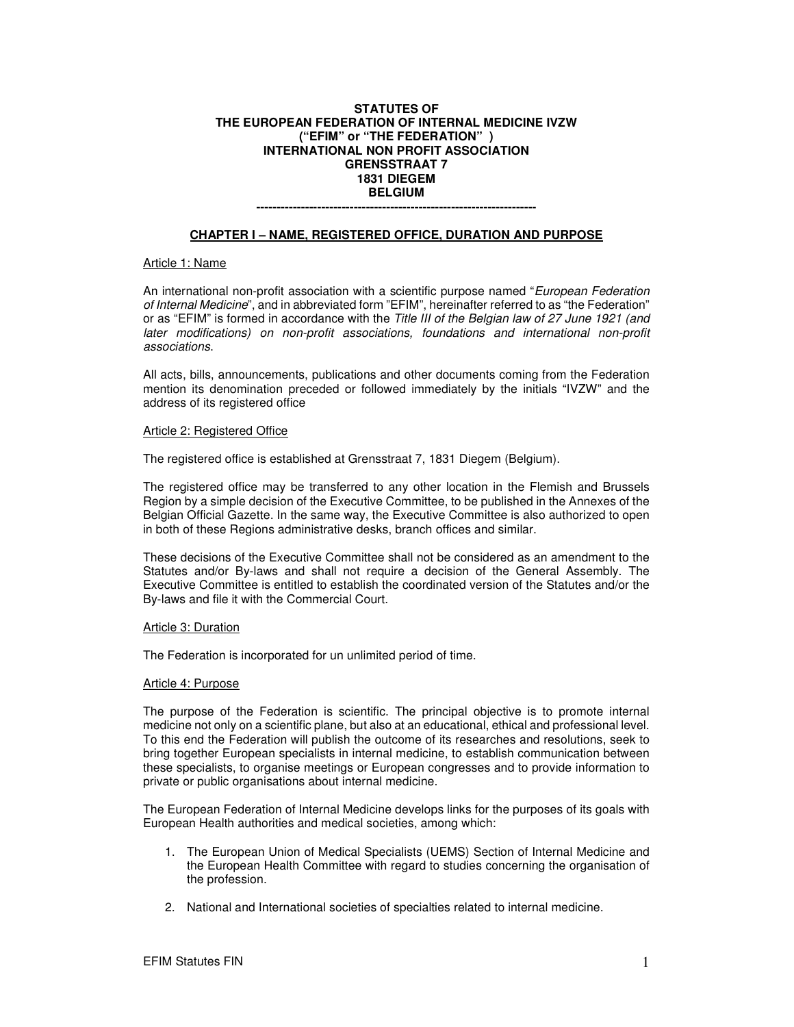**STATUTES OF**
**THE EUROPEAN FEDERATION OF INTERNAL MEDICINE IVZW**
**("EFIM" or "THE FEDERATION" )**
**INTERNATIONAL NON PROFIT ASSOCIATION**
**GRENSSTRAAT 7**
**1831 DIEGEM**
**BELGIUM**

---

## CHAPTER I – NAME, REGISTERED OFFICE, DURATION AND PURPOSE

### Article 1: Name

An international non-profit association with a scientific purpose named "*European Federation of Internal Medicine*", and in abbreviated form "EFIM", hereinafter referred to as "the Federation" or as "EFIM" is formed in accordance with the *Title III of the Belgian law of 27 June 1921 (and later modifications) on non-profit associations, foundations and international non-profit associations.*

All acts, bills, announcements, publications and other documents coming from the Federation mention its denomination preceded or followed immediately by the initials "IVZW" and the address of its registered office

### Article 2: Registered Office

The registered office is established at Grensstraat 7, 1831 Diegem (Belgium).

The registered office may be transferred to any other location in the Flemish and Brussels Region by a simple decision of the Executive Committee, to be published in the Annexes of the Belgian Official Gazette. In the same way, the Executive Committee is also authorized to open in both of these Regions administrative desks, branch offices and similar.

These decisions of the Executive Committee shall not be considered as an amendment to the Statutes and/or By-laws and shall not require a decision of the General Assembly. The Executive Committee is entitled to establish the coordinated version of the Statutes and/or the By-laws and file it with the Commercial Court.

### Article 3: Duration

The Federation is incorporated for un unlimited period of time.

### Article 4: Purpose

The purpose of the Federation is scientific. The principal objective is to promote internal medicine not only on a scientific plane, but also at an educational, ethical and professional level. To this end the Federation will publish the outcome of its researches and resolutions, seek to bring together European specialists in internal medicine, to establish communication between these specialists, to organise meetings or European congresses and to provide information to private or public organisations about internal medicine.

The European Federation of Internal Medicine develops links for the purposes of its goals with European Health authorities and medical societies, among which:

1. The European Union of Medical Specialists (UEMS) Section of Internal Medicine and the European Health Committee with regard to studies concerning the organisation of the profession.
2. National and International societies of specialties related to internal medicine.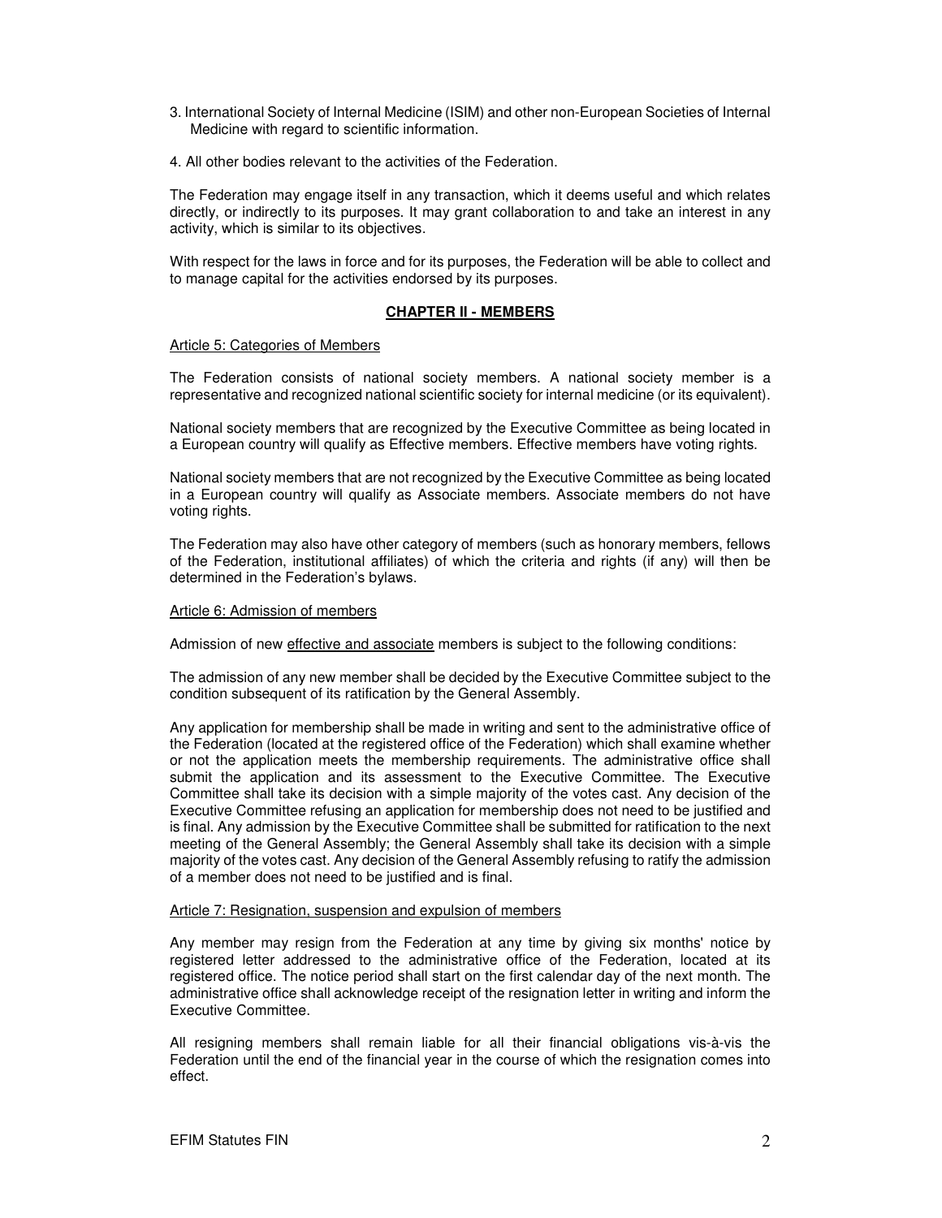3. International Society of Internal Medicine (ISIM) and other non-European Societies of Internal Medicine with regard to scientific information.

4. All other bodies relevant to the activities of the Federation.

The Federation may engage itself in any transaction, which it deems useful and which relates directly, or indirectly to its purposes. It may grant collaboration to and take an interest in any activity, which is similar to its objectives.

With respect for the laws in force and for its purposes, the Federation will be able to collect and to manage capital for the activities endorsed by its purposes.

## **CHAPTER II - MEMBERS**

Article 5: Categories of Members

The Federation consists of national society members. A national society member is a representative and recognized national scientific society for internal medicine (or its equivalent).

National society members that are recognized by the Executive Committee as being located in a European country will qualify as Effective members. Effective members have voting rights.

National society members that are not recognized by the Executive Committee as being located in a European country will qualify as Associate members. Associate members do not have voting rights.

The Federation may also have other category of members (such as honorary members, fellows of the Federation, institutional affiliates) of which the criteria and rights (if any) will then be determined in the Federation's bylaws.

Article 6: Admission of members

Admission of new effective and associate members is subject to the following conditions:

The admission of any new member shall be decided by the Executive Committee subject to the condition subsequent of its ratification by the General Assembly.

Any application for membership shall be made in writing and sent to the administrative office of the Federation (located at the registered office of the Federation) which shall examine whether or not the application meets the membership requirements. The administrative office shall submit the application and its assessment to the Executive Committee. The Executive Committee shall take its decision with a simple majority of the votes cast. Any decision of the Executive Committee refusing an application for membership does not need to be justified and is final. Any admission by the Executive Committee shall be submitted for ratification to the next meeting of the General Assembly; the General Assembly shall take its decision with a simple majority of the votes cast. Any decision of the General Assembly refusing to ratify the admission of a member does not need to be justified and is final.

Article 7: Resignation, suspension and expulsion of members

Any member may resign from the Federation at any time by giving six months' notice by registered letter addressed to the administrative office of the Federation, located at its registered office. The notice period shall start on the first calendar day of the next month. The administrative office shall acknowledge receipt of the resignation letter in writing and inform the Executive Committee.

All resigning members shall remain liable for all their financial obligations vis-à-vis the Federation until the end of the financial year in the course of which the resignation comes into effect.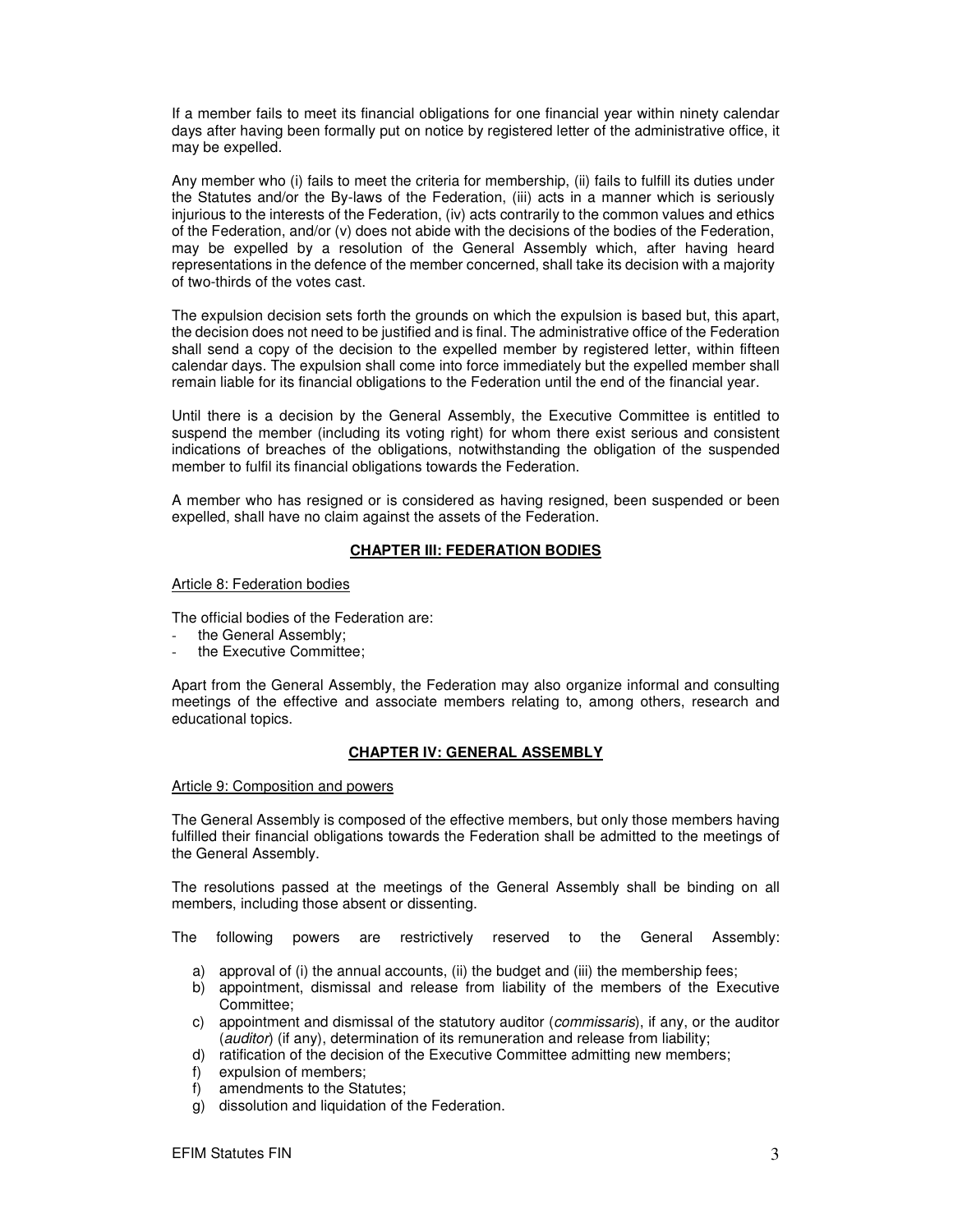If a member fails to meet its financial obligations for one financial year within ninety calendar days after having been formally put on notice by registered letter of the administrative office, it may be expelled.

Any member who (i) fails to meet the criteria for membership, (ii) fails to fulfill its duties under the Statutes and/or the By-laws of the Federation, (iii) acts in a manner which is seriously injurious to the interests of the Federation, (iv) acts contrarily to the common values and ethics of the Federation, and/or (v) does not abide with the decisions of the bodies of the Federation, may be expelled by a resolution of the General Assembly which, after having heard representations in the defence of the member concerned, shall take its decision with a majority of two-thirds of the votes cast.

The expulsion decision sets forth the grounds on which the expulsion is based but, this apart, the decision does not need to be justified and is final. The administrative office of the Federation shall send a copy of the decision to the expelled member by registered letter, within fifteen calendar days. The expulsion shall come into force immediately but the expelled member shall remain liable for its financial obligations to the Federation until the end of the financial year.

Until there is a decision by the General Assembly, the Executive Committee is entitled to suspend the member (including its voting right) for whom there exist serious and consistent indications of breaches of the obligations, notwithstanding the obligation of the suspended member to fulfil its financial obligations towards the Federation.

A member who has resigned or is considered as having resigned, been suspended or been expelled, shall have no claim against the assets of the Federation.

## CHAPTER III: FEDERATION BODIES

### Article 8: Federation bodies

The official bodies of the Federation are:

- the General Assembly;
- the Executive Committee;

Apart from the General Assembly, the Federation may also organize informal and consulting meetings of the effective and associate members relating to, among others, research and educational topics.

## CHAPTER IV: GENERAL ASSEMBLY

### Article 9: Composition and powers

The General Assembly is composed of the effective members, but only those members having fulfilled their financial obligations towards the Federation shall be admitted to the meetings of the General Assembly.

The resolutions passed at the meetings of the General Assembly shall be binding on all members, including those absent or dissenting.

The following powers are restrictively reserved to the General Assembly:

a) approval of (i) the annual accounts, (ii) the budget and (iii) the membership fees;
b) appointment, dismissal and release from liability of the members of the Executive Committee;
c) appointment and dismissal of the statutory auditor (*commissaris*), if any, or the auditor (*auditor*) (if any), determination of its remuneration and release from liability;
d) ratification of the decision of the Executive Committee admitting new members;
f) expulsion of members;
f) amendments to the Statutes;
g) dissolution and liquidation of the Federation.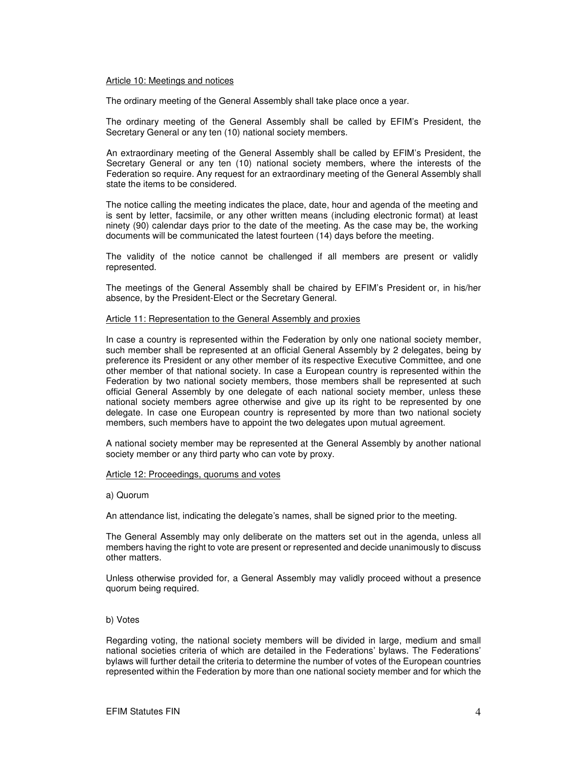Article 10: Meetings and notices

The ordinary meeting of the General Assembly shall take place once a year.

The ordinary meeting of the General Assembly shall be called by EFIM's President, the Secretary General or any ten (10) national society members.

An extraordinary meeting of the General Assembly shall be called by EFIM's President, the Secretary General or any ten (10) national society members, where the interests of the Federation so require. Any request for an extraordinary meeting of the General Assembly shall state the items to be considered.

The notice calling the meeting indicates the place, date, hour and agenda of the meeting and is sent by letter, facsimile, or any other written means (including electronic format) at least ninety (90) calendar days prior to the date of the meeting. As the case may be, the working documents will be communicated the latest fourteen (14) days before the meeting.

The validity of the notice cannot be challenged if all members are present or validly represented.

The meetings of the General Assembly shall be chaired by EFIM's President or, in his/her absence, by the President-Elect or the Secretary General.

Article 11: Representation to the General Assembly and proxies

In case a country is represented within the Federation by only one national society member, such member shall be represented at an official General Assembly by 2 delegates, being by preference its President or any other member of its respective Executive Committee, and one other member of that national society. In case a European country is represented within the Federation by two national society members, those members shall be represented at such official General Assembly by one delegate of each national society member, unless these national society members agree otherwise and give up its right to be represented by one delegate. In case one European country is represented by more than two national society members, such members have to appoint the two delegates upon mutual agreement.

A national society member may be represented at the General Assembly by another national society member or any third party who can vote by proxy.

Article 12: Proceedings, quorums and votes

a) Quorum

An attendance list, indicating the delegate's names, shall be signed prior to the meeting.

The General Assembly may only deliberate on the matters set out in the agenda, unless all members having the right to vote are present or represented and decide unanimously to discuss other matters.

Unless otherwise provided for, a General Assembly may validly proceed without a presence quorum being required.

b) Votes

Regarding voting, the national society members will be divided in large, medium and small national societies criteria of which are detailed in the Federations' bylaws. The Federations' bylaws will further detail the criteria to determine the number of votes of the European countries represented within the Federation by more than one national society member and for which the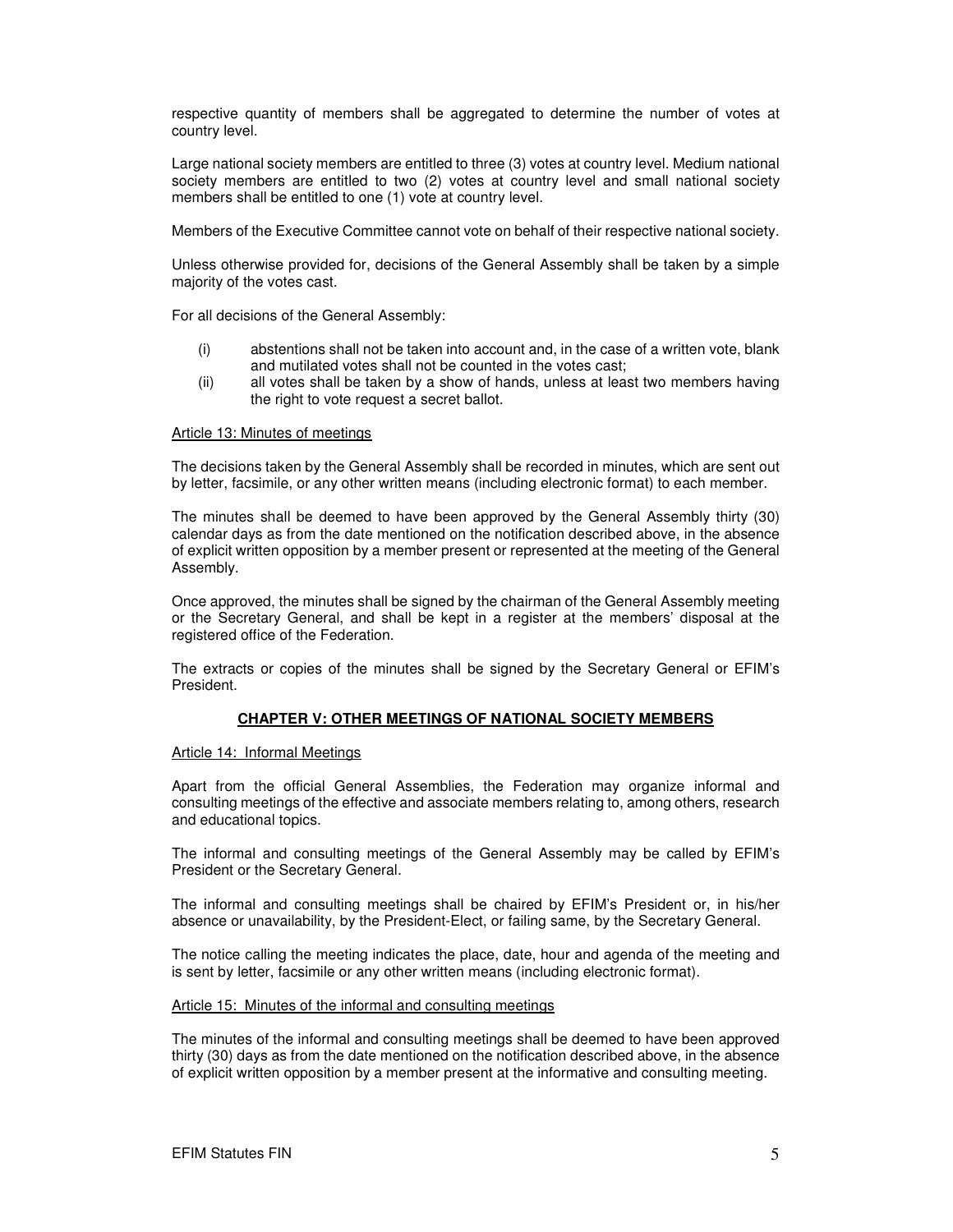respective quantity of members shall be aggregated to determine the number of votes at country level.

Large national society members are entitled to three (3) votes at country level. Medium national society members are entitled to two (2) votes at country level and small national society members shall be entitled to one (1) vote at country level.

Members of the Executive Committee cannot vote on behalf of their respective national society.

Unless otherwise provided for, decisions of the General Assembly shall be taken by a simple majority of the votes cast.

For all decisions of the General Assembly:

(i) abstentions shall not be taken into account and, in the case of a written vote, blank and mutilated votes shall not be counted in the votes cast;

(ii) all votes shall be taken by a show of hands, unless at least two members having the right to vote request a secret ballot.

Article 13: Minutes of meetings

The decisions taken by the General Assembly shall be recorded in minutes, which are sent out by letter, facsimile, or any other written means (including electronic format) to each member.

The minutes shall be deemed to have been approved by the General Assembly thirty (30) calendar days as from the date mentioned on the notification described above, in the absence of explicit written opposition by a member present or represented at the meeting of the General Assembly.

Once approved, the minutes shall be signed by the chairman of the General Assembly meeting or the Secretary General, and shall be kept in a register at the members' disposal at the registered office of the Federation.

The extracts or copies of the minutes shall be signed by the Secretary General or EFIM's President.

## CHAPTER V: OTHER MEETINGS OF NATIONAL SOCIETY MEMBERS

Article 14: Informal Meetings

Apart from the official General Assemblies, the Federation may organize informal and consulting meetings of the effective and associate members relating to, among others, research and educational topics.

The informal and consulting meetings of the General Assembly may be called by EFIM's President or the Secretary General.

The informal and consulting meetings shall be chaired by EFIM's President or, in his/her absence or unavailability, by the President-Elect, or failing same, by the Secretary General.

The notice calling the meeting indicates the place, date, hour and agenda of the meeting and is sent by letter, facsimile or any other written means (including electronic format).

Article 15: Minutes of the informal and consulting meetings

The minutes of the informal and consulting meetings shall be deemed to have been approved thirty (30) days as from the date mentioned on the notification described above, in the absence of explicit written opposition by a member present at the informative and consulting meeting.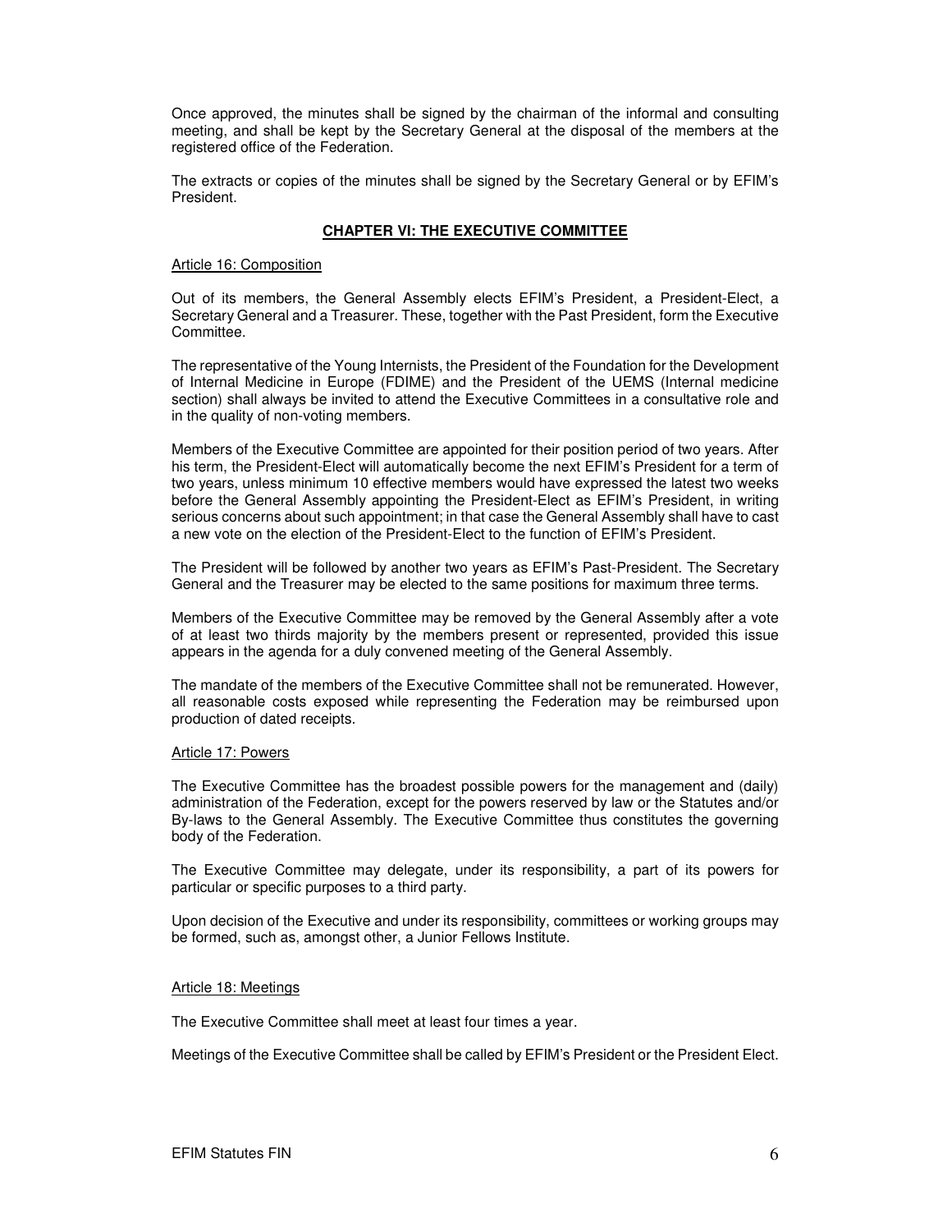Once approved, the minutes shall be signed by the chairman of the informal and consulting meeting, and shall be kept by the Secretary General at the disposal of the members at the registered office of the Federation.

The extracts or copies of the minutes shall be signed by the Secretary General or by EFIM's President.

## CHAPTER VI: THE EXECUTIVE COMMITTEE

### Article 16: Composition

Out of its members, the General Assembly elects EFIM's President, a President-Elect, a Secretary General and a Treasurer. These, together with the Past President, form the Executive Committee.

The representative of the Young Internists, the President of the Foundation for the Development of Internal Medicine in Europe (FDIME) and the President of the UEMS (Internal medicine section) shall always be invited to attend the Executive Committees in a consultative role and in the quality of non-voting members.

Members of the Executive Committee are appointed for their position period of two years. After his term, the President-Elect will automatically become the next EFIM's President for a term of two years, unless minimum 10 effective members would have expressed the latest two weeks before the General Assembly appointing the President-Elect as EFIM's President, in writing serious concerns about such appointment; in that case the General Assembly shall have to cast a new vote on the election of the President-Elect to the function of EFIM's President.

The President will be followed by another two years as EFIM's Past-President. The Secretary General and the Treasurer may be elected to the same positions for maximum three terms.

Members of the Executive Committee may be removed by the General Assembly after a vote of at least two thirds majority by the members present or represented, provided this issue appears in the agenda for a duly convened meeting of the General Assembly.

The mandate of the members of the Executive Committee shall not be remunerated. However, all reasonable costs exposed while representing the Federation may be reimbursed upon production of dated receipts.

### Article 17: Powers

The Executive Committee has the broadest possible powers for the management and (daily) administration of the Federation, except for the powers reserved by law or the Statutes and/or By-laws to the General Assembly. The Executive Committee thus constitutes the governing body of the Federation.

The Executive Committee may delegate, under its responsibility, a part of its powers for particular or specific purposes to a third party.

Upon decision of the Executive and under its responsibility, committees or working groups may be formed, such as, amongst other, a Junior Fellows Institute.

### Article 18: Meetings

The Executive Committee shall meet at least four times a year.

Meetings of the Executive Committee shall be called by EFIM's President or the President Elect.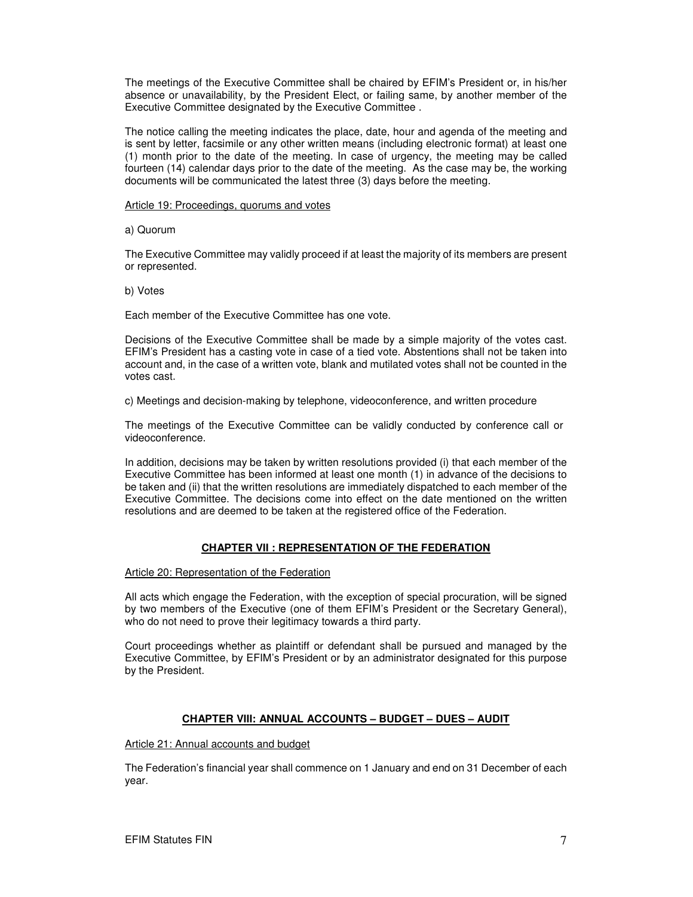The meetings of the Executive Committee shall be chaired by EFIM's President or, in his/her absence or unavailability, by the President Elect, or failing same, by another member of the Executive Committee designated by the Executive Committee .

The notice calling the meeting indicates the place, date, hour and agenda of the meeting and is sent by letter, facsimile or any other written means (including electronic format) at least one (1) month prior to the date of the meeting. In case of urgency, the meeting may be called fourteen (14) calendar days prior to the date of the meeting. As the case may be, the working documents will be communicated the latest three (3) days before the meeting.

Article 19: Proceedings, quorums and votes

a) Quorum

The Executive Committee may validly proceed if at least the majority of its members are present or represented.

b) Votes

Each member of the Executive Committee has one vote.

Decisions of the Executive Committee shall be made by a simple majority of the votes cast. EFIM's President has a casting vote in case of a tied vote. Abstentions shall not be taken into account and, in the case of a written vote, blank and mutilated votes shall not be counted in the votes cast.

c) Meetings and decision-making by telephone, videoconference, and written procedure

The meetings of the Executive Committee can be validly conducted by conference call or videoconference.

In addition, decisions may be taken by written resolutions provided (i) that each member of the Executive Committee has been informed at least one month (1) in advance of the decisions to be taken and (ii) that the written resolutions are immediately dispatched to each member of the Executive Committee. The decisions come into effect on the date mentioned on the written resolutions and are deemed to be taken at the registered office of the Federation.

## CHAPTER VII : REPRESENTATION OF THE FEDERATION

Article 20: Representation of the Federation

All acts which engage the Federation, with the exception of special procuration, will be signed by two members of the Executive (one of them EFIM's President or the Secretary General), who do not need to prove their legitimacy towards a third party.

Court proceedings whether as plaintiff or defendant shall be pursued and managed by the Executive Committee, by EFIM's President or by an administrator designated for this purpose by the President.

## CHAPTER VIII: ANNUAL ACCOUNTS – BUDGET – DUES – AUDIT

Article 21: Annual accounts and budget

The Federation's financial year shall commence on 1 January and end on 31 December of each year.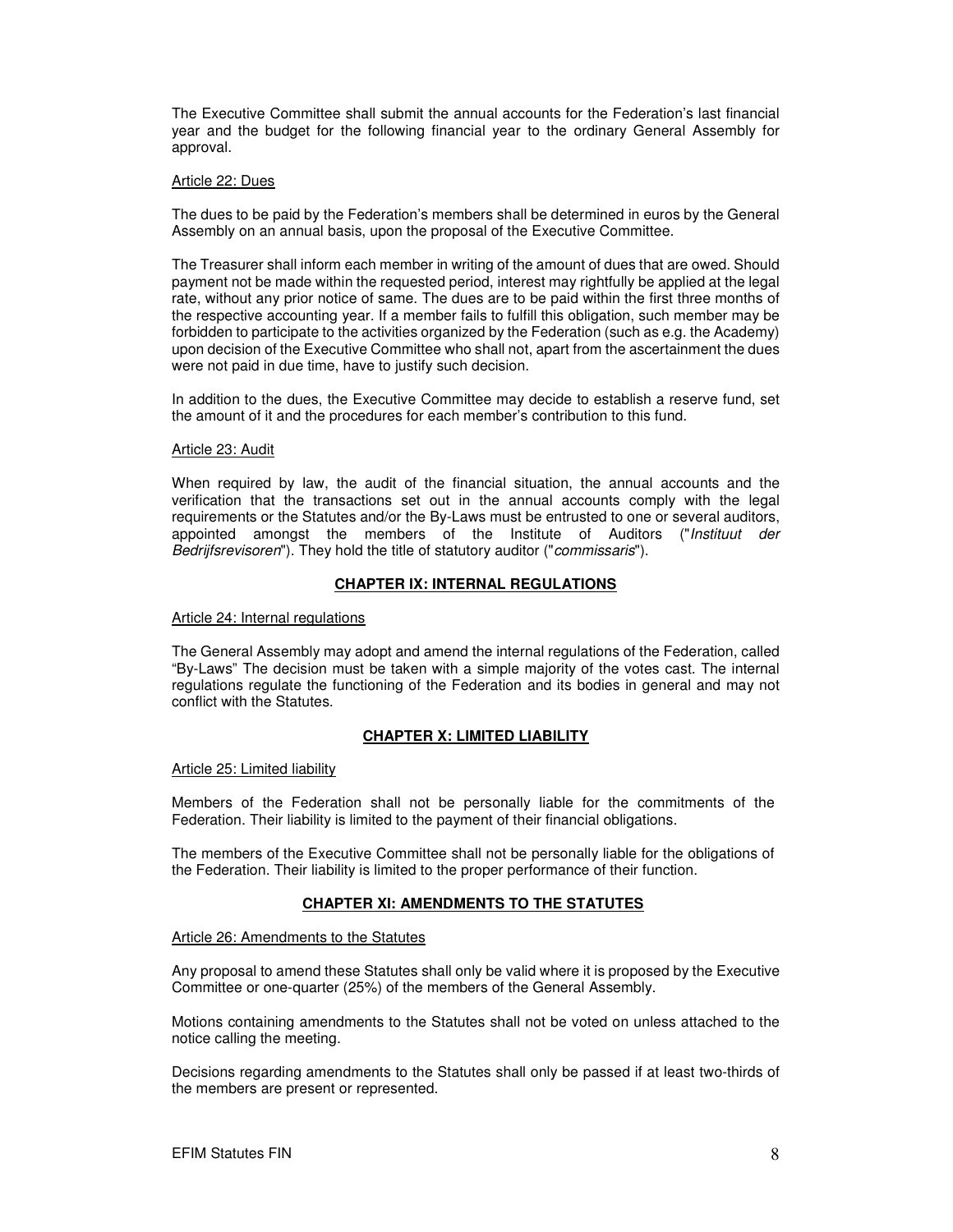The Executive Committee shall submit the annual accounts for the Federation's last financial year and the budget for the following financial year to the ordinary General Assembly for approval.

Article 22: Dues

The dues to be paid by the Federation's members shall be determined in euros by the General Assembly on an annual basis, upon the proposal of the Executive Committee.

The Treasurer shall inform each member in writing of the amount of dues that are owed. Should payment not be made within the requested period, interest may rightfully be applied at the legal rate, without any prior notice of same. The dues are to be paid within the first three months of the respective accounting year. If a member fails to fulfill this obligation, such member may be forbidden to participate to the activities organized by the Federation (such as e.g. the Academy) upon decision of the Executive Committee who shall not, apart from the ascertainment the dues were not paid in due time, have to justify such decision.

In addition to the dues, the Executive Committee may decide to establish a reserve fund, set the amount of it and the procedures for each member's contribution to this fund.

Article 23: Audit

When required by law, the audit of the financial situation, the annual accounts and the verification that the transactions set out in the annual accounts comply with the legal requirements or the Statutes and/or the By-Laws must be entrusted to one or several auditors, appointed amongst the members of the Institute of Auditors ("*Instituut der Bedrijfsrevisoren*"). They hold the title of statutory auditor ("*commissaris*").

## CHAPTER IX: INTERNAL REGULATIONS

Article 24: Internal regulations

The General Assembly may adopt and amend the internal regulations of the Federation, called "By-Laws" The decision must be taken with a simple majority of the votes cast. The internal regulations regulate the functioning of the Federation and its bodies in general and may not conflict with the Statutes.

## CHAPTER X: LIMITED LIABILITY

Article 25: Limited liability

Members of the Federation shall not be personally liable for the commitments of the Federation. Their liability is limited to the payment of their financial obligations.

The members of the Executive Committee shall not be personally liable for the obligations of the Federation. Their liability is limited to the proper performance of their function.

## CHAPTER XI: AMENDMENTS TO THE STATUTES

Article 26: Amendments to the Statutes

Any proposal to amend these Statutes shall only be valid where it is proposed by the Executive Committee or one-quarter (25%) of the members of the General Assembly.

Motions containing amendments to the Statutes shall not be voted on unless attached to the notice calling the meeting.

Decisions regarding amendments to the Statutes shall only be passed if at least two-thirds of the members are present or represented.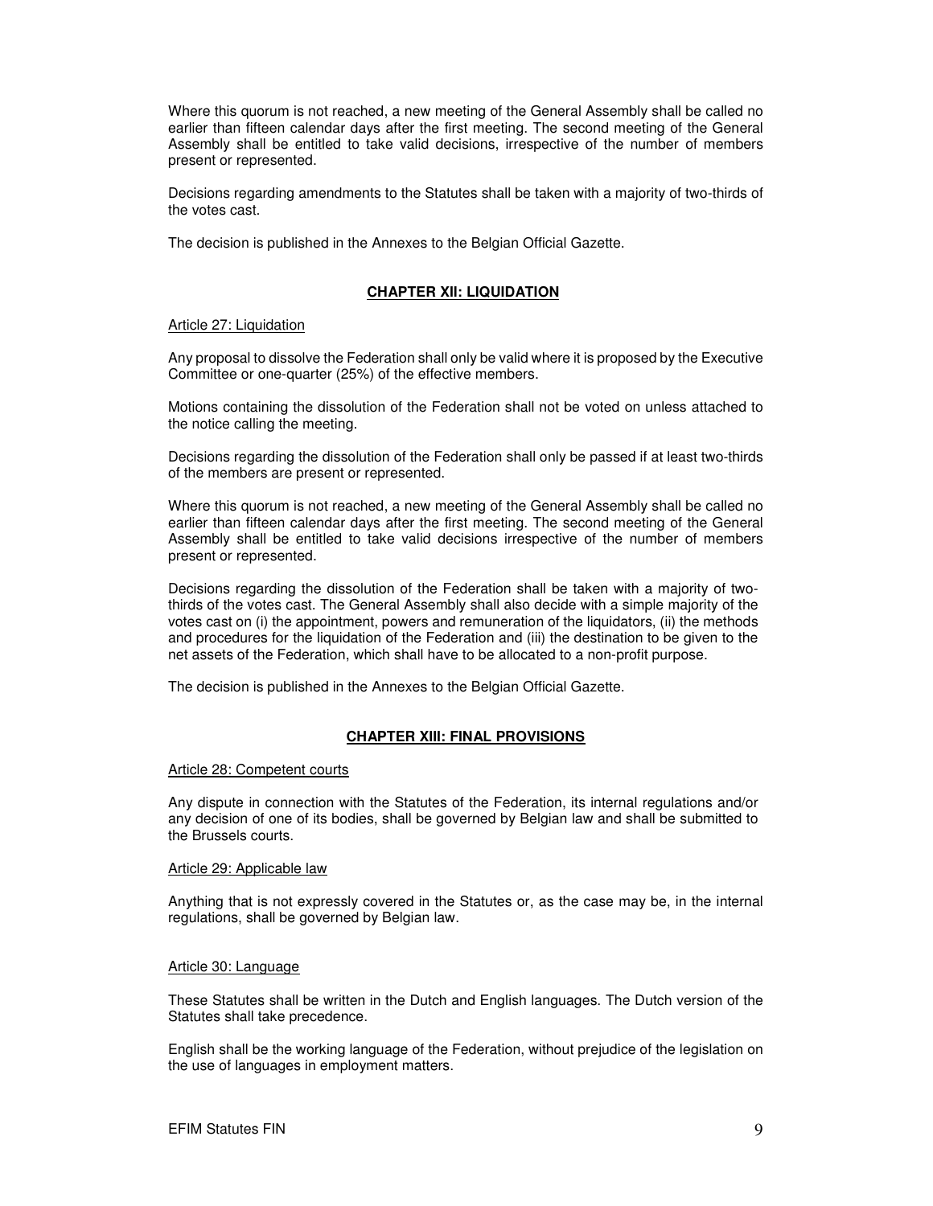Where this quorum is not reached, a new meeting of the General Assembly shall be called no earlier than fifteen calendar days after the first meeting. The second meeting of the General Assembly shall be entitled to take valid decisions, irrespective of the number of members present or represented.

Decisions regarding amendments to the Statutes shall be taken with a majority of two-thirds of the votes cast.

The decision is published in the Annexes to the Belgian Official Gazette.

## CHAPTER XII: LIQUIDATION

Article 27: Liquidation

Any proposal to dissolve the Federation shall only be valid where it is proposed by the Executive Committee or one-quarter (25%) of the effective members.

Motions containing the dissolution of the Federation shall not be voted on unless attached to the notice calling the meeting.

Decisions regarding the dissolution of the Federation shall only be passed if at least two-thirds of the members are present or represented.

Where this quorum is not reached, a new meeting of the General Assembly shall be called no earlier than fifteen calendar days after the first meeting. The second meeting of the General Assembly shall be entitled to take valid decisions irrespective of the number of members present or represented.

Decisions regarding the dissolution of the Federation shall be taken with a majority of two-thirds of the votes cast. The General Assembly shall also decide with a simple majority of the votes cast on (i) the appointment, powers and remuneration of the liquidators, (ii) the methods and procedures for the liquidation of the Federation and (iii) the destination to be given to the net assets of the Federation, which shall have to be allocated to a non-profit purpose.

The decision is published in the Annexes to the Belgian Official Gazette.

## CHAPTER XIII: FINAL PROVISIONS

Article 28: Competent courts

Any dispute in connection with the Statutes of the Federation, its internal regulations and/or any decision of one of its bodies, shall be governed by Belgian law and shall be submitted to the Brussels courts.

Article 29: Applicable law

Anything that is not expressly covered in the Statutes or, as the case may be, in the internal regulations, shall be governed by Belgian law.

Article 30: Language

These Statutes shall be written in the Dutch and English languages. The Dutch version of the Statutes shall take precedence.

English shall be the working language of the Federation, without prejudice of the legislation on the use of languages in employment matters.